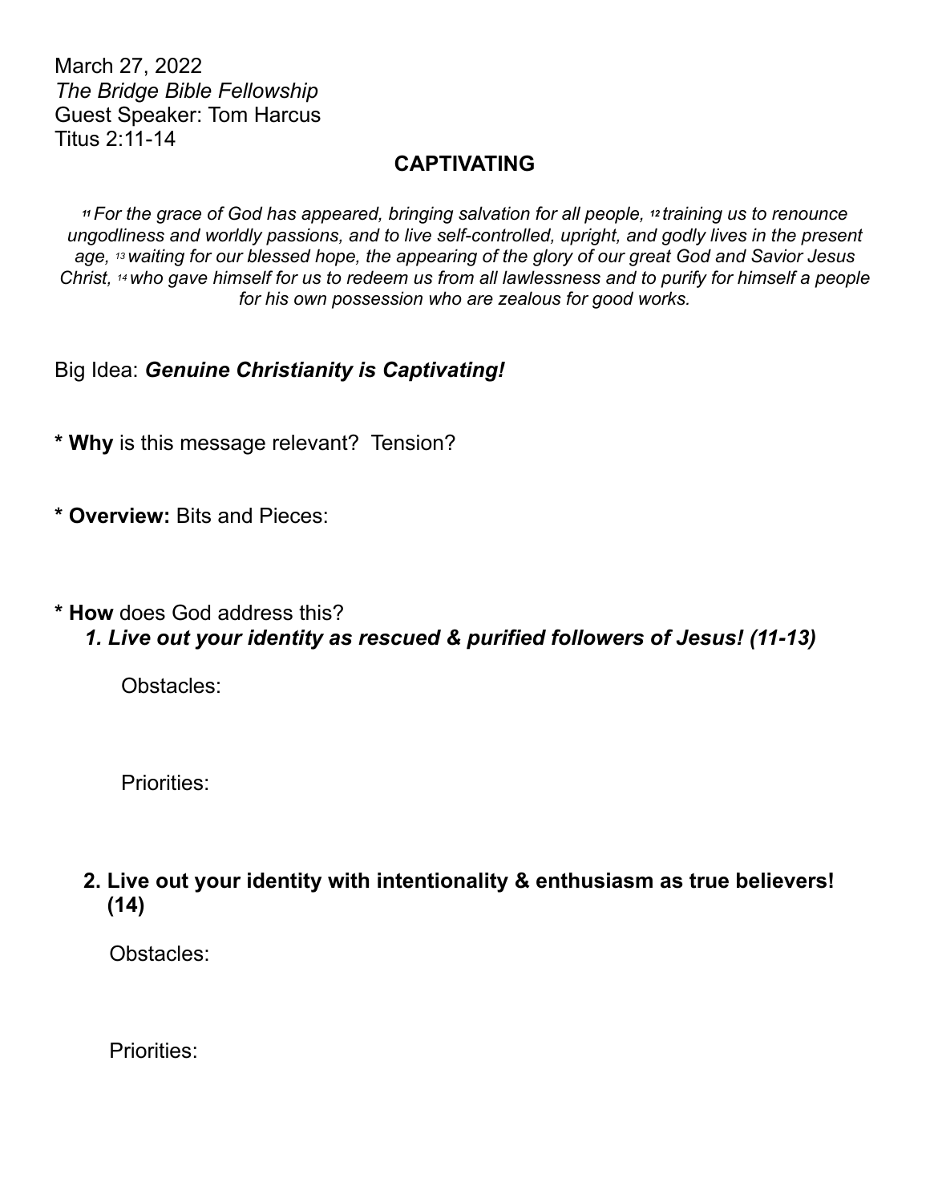March 27, 2022
*The Bridge Bible Fellowship*
Guest Speaker: Tom Harcus
Titus 2:11-14

## CAPTIVATING

*[11] For the grace of God has appeared, bringing salvation for all people, [12] training us to renounce ungodliness and worldly passions, and to live self-controlled, upright, and godly lives in the present age, [13] waiting for our blessed hope, the appearing of the glory of our great God and Savior Jesus Christ, [14] who gave himself for us to redeem us from all lawlessness and to purify for himself a people for his own possession who are zealous for good works.*

Big Idea: ***Genuine Christianity is Captivating!***

* **Why** is this message relevant? Tension?

* **Overview:** Bits and Pieces:

* **How** does God address this?

***1. Live out your identity as rescued & purified followers of Jesus! (11-13)***

Obstacles:

Priorities:

**2. Live out your identity with intentionality & enthusiasm as true believers! (14)**

Obstacles:

Priorities: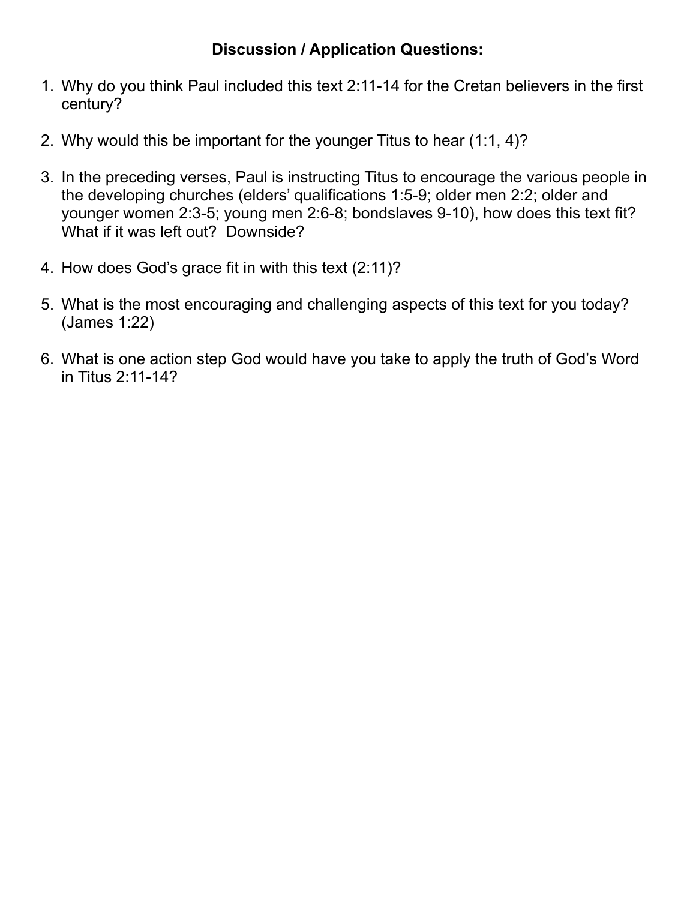**Discussion / Application Questions:**

1. Why do you think Paul included this text 2:11-14 for the Cretan believers in the first century?

2. Why would this be important for the younger Titus to hear (1:1, 4)?

3. In the preceding verses, Paul is instructing Titus to encourage the various people in the developing churches (elders' qualifications 1:5-9; older men 2:2; older and younger women 2:3-5; young men 2:6-8; bondslaves 9-10), how does this text fit? What if it was left out? Downside?

4. How does God's grace fit in with this text (2:11)?

5. What is the most encouraging and challenging aspects of this text for you today? (James 1:22)

6. What is one action step God would have you take to apply the truth of God's Word in Titus 2:11-14?